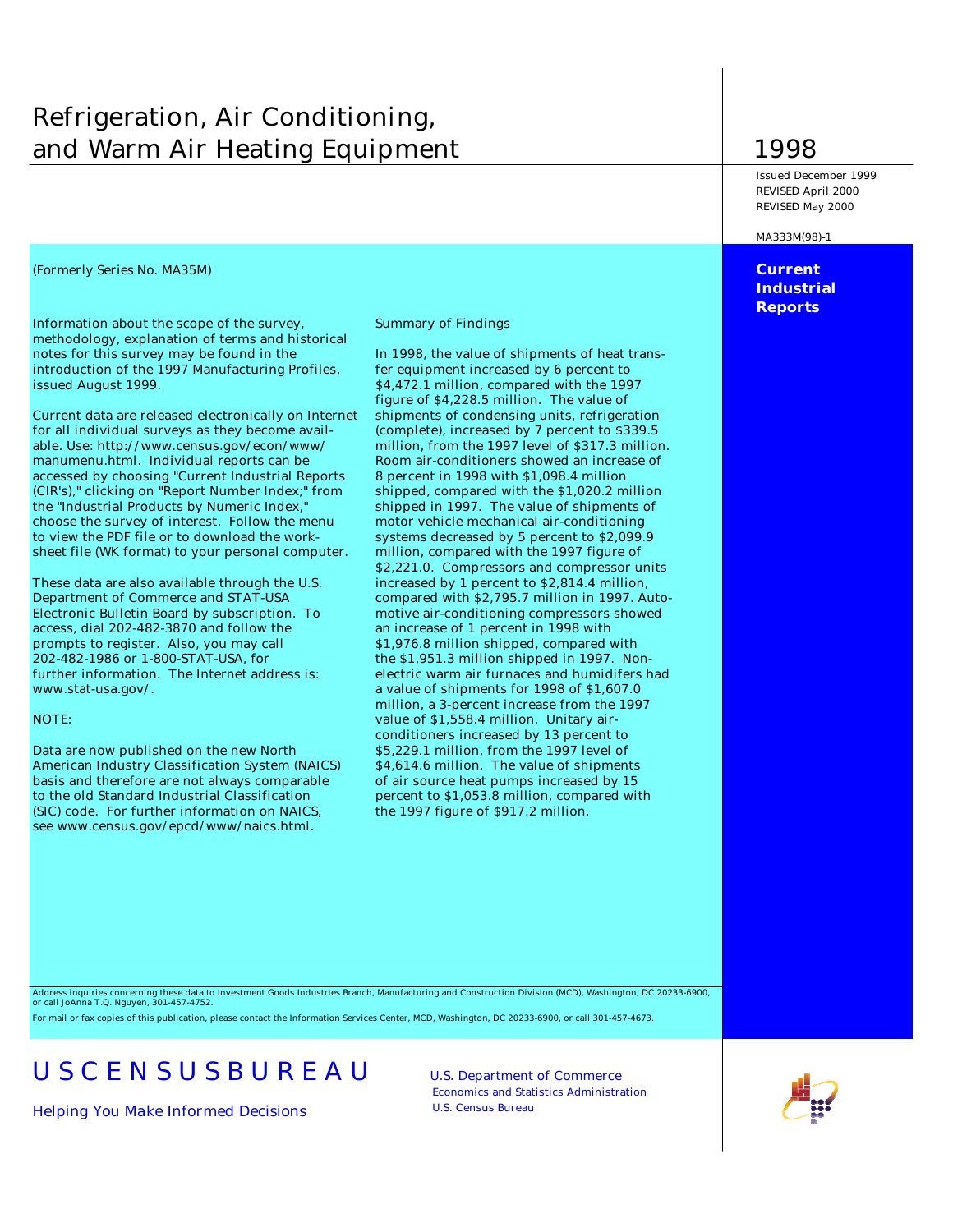# Refrigeration, Air Conditioning, and Warm Air Heating Equipment

# 1998

Issued December 1999
REVISED April 2000
REVISED May 2000

MA333M(98)-1

**Current Industrial Reports**

(Formerly Series No. MA35M)

Information about the scope of the survey, methodology, explanation of terms and historical notes for this survey may be found in the introduction of the 1997 Manufacturing Profiles, issued August 1999.

Current data are released electronically on Internet for all individual surveys as they become available. Use: http://www.census.gov/econ/www/manumenu.html. Individual reports can be accessed by choosing "Current Industrial Reports (CIR's)," clicking on "Report Number Index;" from the "Industrial Products by Numeric Index," choose the survey of interest. Follow the menu to view the PDF file or to download the worksheet file (WK format) to your personal computer.

These data are also available through the U.S. Department of Commerce and STAT-USA Electronic Bulletin Board by subscription. To access, dial 202-482-3870 and follow the prompts to register. Also, you may call 202-482-1986 or 1-800-STAT-USA, for further information. The Internet address is: www.stat-usa.gov/.

NOTE:

Data are now published on the new North American Industry Classification System (NAICS) basis and therefore are not always comparable to the old Standard Industrial Classification (SIC) code. For further information on NAICS, see www.census.gov/epcd/www/naics.html.

Summary of Findings

In 1998, the value of shipments of heat transfer equipment increased by 6 percent to $4,472.1 million, compared with the 1997 figure of $4,228.5 million. The value of shipments of condensing units, refrigeration (complete), increased by 7 percent to $339.5 million, from the 1997 level of $317.3 million. Room air-conditioners showed an increase of 8 percent in 1998 with $1,098.4 million shipped, compared with the $1,020.2 million shipped in 1997. The value of shipments of motor vehicle mechanical air-conditioning systems decreased by 5 percent to $2,099.9 million, compared with the 1997 figure of $2,221.0. Compressors and compressor units increased by 1 percent to $2,814.4 million, compared with $2,795.7 million in 1997. Automotive air-conditioning compressors showed an increase of 1 percent in 1998 with $1,976.8 million shipped, compared with the $1,951.3 million shipped in 1997. Nonelectric warm air furnaces and humidifers had a value of shipments for 1998 of $1,607.0 million, a 3-percent increase from the 1997 value of $1,558.4 million. Unitary air-conditioners increased by 13 percent to $5,229.1 million, from the 1997 level of $4,614.6 million. The value of shipments of air source heat pumps increased by 15 percent to $1,053.8 million, compared with the 1997 figure of $917.2 million.

Address inquiries concerning these data to Investment Goods Industries Branch, Manufacturing and Construction Division (MCD), Washington, DC 20233-6900, or call JoAnna T.Q. Nguyen, 301-457-4752.

For mail or fax copies of this publication, please contact the Information Services Center, MCD, Washington, DC 20233-6900, or call 301-457-4673.

U S C E N S U S B U R E A U

Helping You Make Informed Decisions

U.S. Department of Commerce
Economics and Statistics Administration
U.S. Census Bureau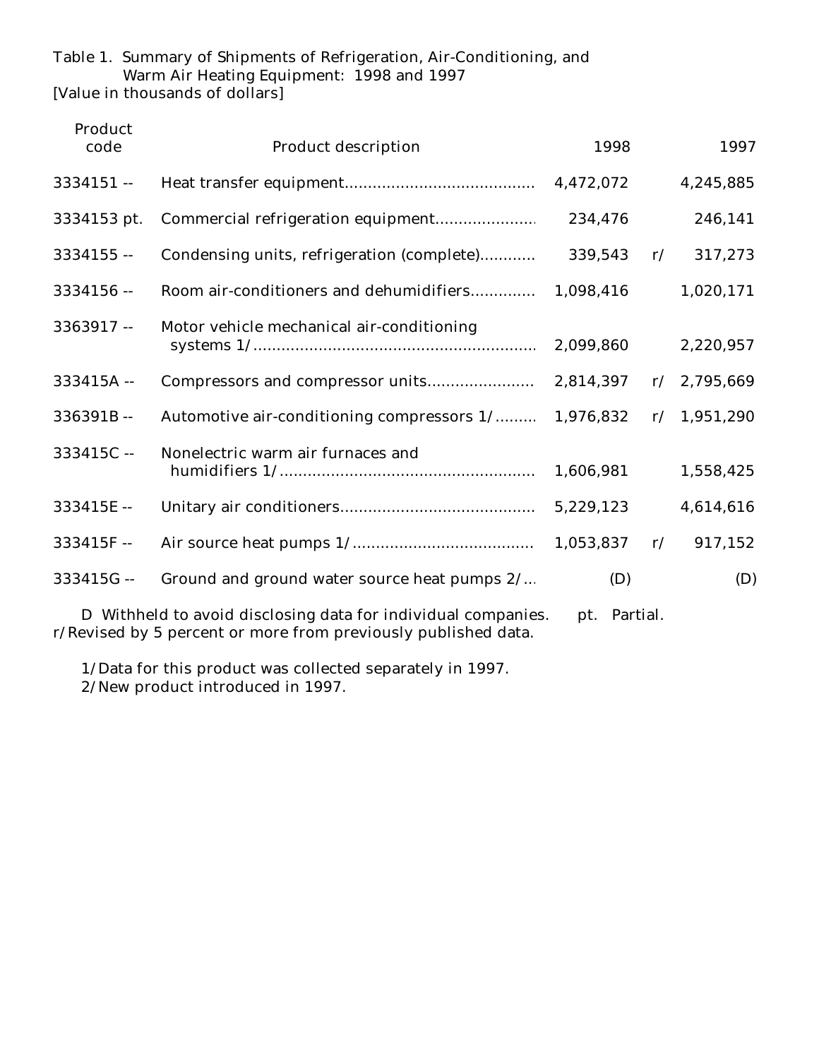Table 1. Summary of Shipments of Refrigeration, Air-Conditioning, and Warm Air Heating Equipment: 1998 and 1997
[Value in thousands of dollars]

| Product code | Product description | 1998 | | 1997 |
|---|---|---|---|---|
| 3334151 -- | Heat transfer equipment | 4,472,072 | | 4,245,885 |
| 3334153 pt. | Commercial refrigeration equipment | 234,476 | | 246,141 |
| 3334155 -- | Condensing units, refrigeration (complete) | 339,543 | r/ | 317,273 |
| 3334156 -- | Room air-conditioners and dehumidifiers | 1,098,416 | | 1,020,171 |
| 3363917 -- | Motor vehicle mechanical air-conditioning systems 1/ | 2,099,860 | | 2,220,957 |
| 333415A -- | Compressors and compressor units | 2,814,397 | r/ | 2,795,669 |
| 336391B -- | Automotive air-conditioning compressors 1/ | 1,976,832 | r/ | 1,951,290 |
| 333415C -- | Nonelectric warm air furnaces and humidifiers 1/ | 1,606,981 | | 1,558,425 |
| 333415E -- | Unitary air conditioners | 5,229,123 | | 4,614,616 |
| 333415F -- | Air source heat pumps 1/ | 1,053,837 | r/ | 917,152 |
| 333415G -- | Ground and ground water source heat pumps 2/ | (D) | | (D) |

D Withheld to avoid disclosing data for individual companies. pt. Partial.
r/Revised by 5 percent or more from previously published data.

1/Data for this product was collected separately in 1997.
2/New product introduced in 1997.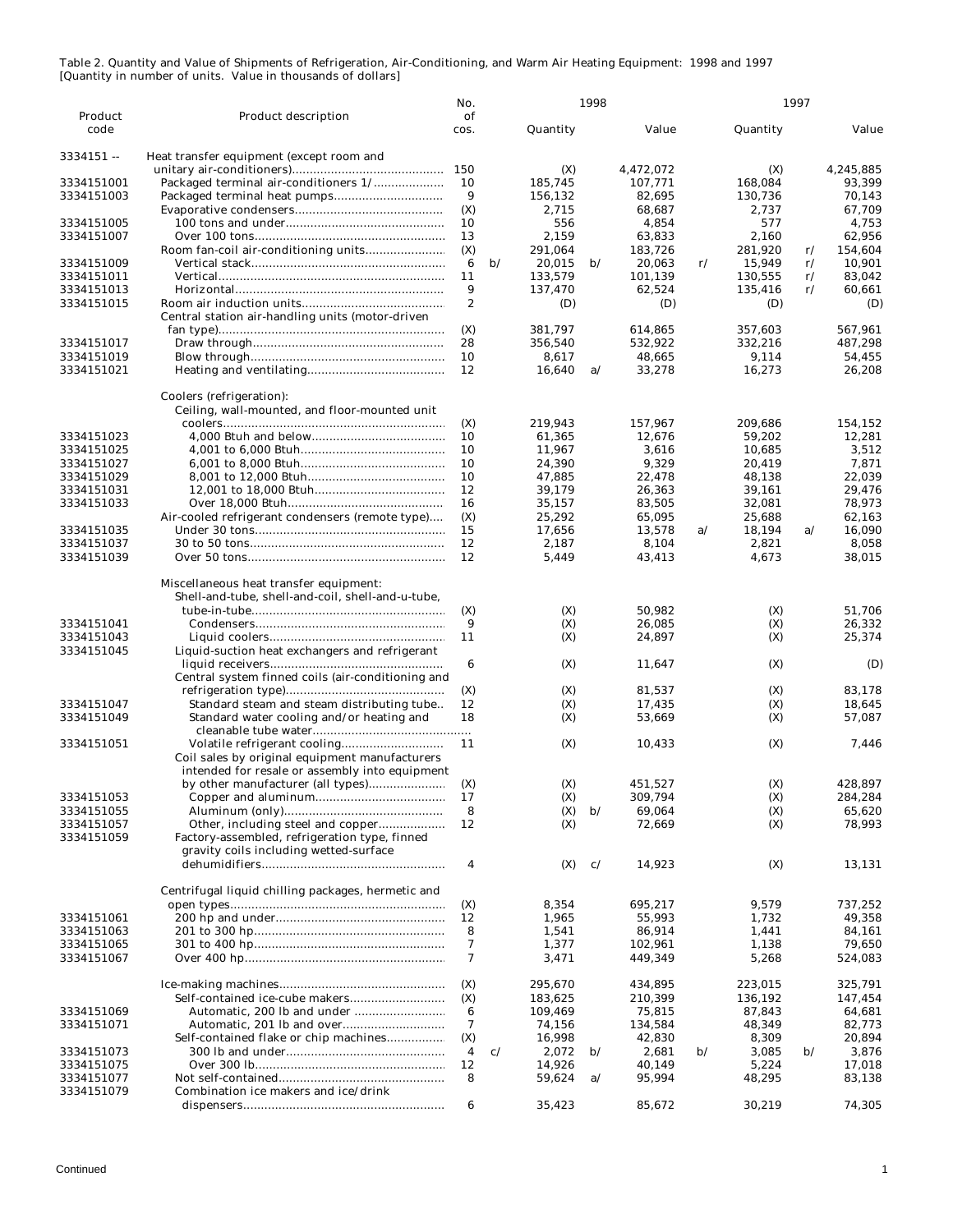Table 2. Quantity and Value of Shipments of Refrigeration, Air-Conditioning, and Warm Air Heating Equipment: 1998 and 1997
[Quantity in number of units. Value in thousands of dollars]

| Product code | Product description | No. of cos. | | 1998 Quantity | | 1998 Value | | 1997 Quantity | | 1997 Value |
|---|---|---|---|---|---|---|---|---|---|---|
| 3334151 -- | Heat transfer equipment (except room and unitary air-conditioners) | 150 | | (X) | | 4,472,072 | | (X) | | 4,245,885 |
| 3334151001 | Packaged terminal air-conditioners 1/ | 10 | | 185,745 | | 107,771 | | 168,084 | | 93,399 |
| 3334151003 | Packaged terminal heat pumps | 9 | | 156,132 | | 82,695 | | 130,736 | | 70,143 |
| | Evaporative condensers | (X) | | 2,715 | | 68,687 | | 2,737 | | 67,709 |
| 3334151005 | 100 tons and under | 10 | | 556 | | 4,854 | | 577 | | 4,753 |
| 3334151007 | Over 100 tons | 13 | | 2,159 | | 63,833 | | 2,160 | | 62,956 |
| | Room fan-coil air-conditioning units | (X) | | 291,064 | | 183,726 | | 281,920 | r/ | 154,604 |
| 3334151009 | Vertical stack | 6 | b/ | 20,015 | b/ | 20,063 | r/ | 15,949 | r/ | 10,901 |
| 3334151011 | Vertical | 11 | | 133,579 | | 101,139 | | 130,555 | r/ | 83,042 |
| 3334151013 | Horizontal | 9 | | 137,470 | | 62,524 | | 135,416 | r/ | 60,661 |
| 3334151015 | Room air induction units | 2 | | (D) | | (D) | | (D) | | (D) |
| | Central station air-handling units (motor-driven fan type) | (X) | | 381,797 | | 614,865 | | 357,603 | | 567,961 |
| 3334151017 | Draw through | 28 | | 356,540 | | 532,922 | | 332,216 | | 487,298 |
| 3334151019 | Blow through | 10 | | 8,617 | | 48,665 | | 9,114 | | 54,455 |
| 3334151021 | Heating and ventilating | 12 | | 16,640 | a/ | 33,278 | | 16,273 | | 26,208 |
| | Coolers (refrigeration): | | | | | | | | | |
| | Ceiling, wall-mounted, and floor-mounted unit coolers | (X) | | 219,943 | | 157,967 | | 209,686 | | 154,152 |
| 3334151023 | 4,000 Btuh and below | 10 | | 61,365 | | 12,676 | | 59,202 | | 12,281 |
| 3334151025 | 4,001 to 6,000 Btuh | 10 | | 11,967 | | 3,616 | | 10,685 | | 3,512 |
| 3334151027 | 6,001 to 8,000 Btuh | 10 | | 24,390 | | 9,329 | | 20,419 | | 7,871 |
| 3334151029 | 8,001 to 12,000 Btuh | 10 | | 47,885 | | 22,478 | | 48,138 | | 22,039 |
| 3334151031 | 12,001 to 18,000 Btuh | 12 | | 39,179 | | 26,363 | | 39,161 | | 29,476 |
| 3334151033 | Over 18,000 Btuh | 16 | | 35,157 | | 83,505 | | 32,081 | | 78,973 |
| | Air-cooled refrigerant condensers (remote type) | (X) | | 25,292 | | 65,095 | | 25,688 | | 62,163 |
| 3334151035 | Under 30 tons | 15 | | 17,656 | | 13,578 | a/ | 18,194 | a/ | 16,090 |
| 3334151037 | 30 to 50 tons | 12 | | 2,187 | | 8,104 | | 2,821 | | 8,058 |
| 3334151039 | Over 50 tons | 12 | | 5,449 | | 43,413 | | 4,673 | | 38,015 |
| | Miscellaneous heat transfer equipment: | | | | | | | | | |
| | Shell-and-tube, shell-and-coil, shell-and-u-tube, tube-in-tube | (X) | | (X) | | 50,982 | | (X) | | 51,706 |
| 3334151041 | Condensers | 9 | | (X) | | 26,085 | | (X) | | 26,332 |
| 3334151043 | Liquid coolers | 11 | | (X) | | 24,897 | | (X) | | 25,374 |
| 3334151045 | Liquid-suction heat exchangers and refrigerant liquid receivers | 6 | | (X) | | 11,647 | | (X) | | (D) |
| | Central system finned coils (air-conditioning and refrigeration type) | (X) | | (X) | | 81,537 | | (X) | | 83,178 |
| 3334151047 | Standard steam and steam distributing tube | 12 | | (X) | | 17,435 | | (X) | | 18,645 |
| 3334151049 | Standard water cooling and/or heating and cleanable tube water | 18 | | (X) | | 53,669 | | (X) | | 57,087 |
| 3334151051 | Volatile refrigerant cooling | 11 | | (X) | | 10,433 | | (X) | | 7,446 |
| | Coil sales by original equipment manufacturers intended for resale or assembly into equipment by other manufacturer (all types) | (X) | | (X) | | 451,527 | | (X) | | 428,897 |
| 3334151053 | Copper and aluminum | 17 | | (X) | | 309,794 | | (X) | | 284,284 |
| 3334151055 | Aluminum (only) | 8 | | (X) | b/ | 69,064 | | (X) | | 65,620 |
| 3334151057 | Other, including steel and copper | 12 | | (X) | | 72,669 | | (X) | | 78,993 |
| 3334151059 | Factory-assembled, refrigeration type, finned gravity coils including wetted-surface dehumidifiers | 4 | | (X) | c/ | 14,923 | | (X) | | 13,131 |
| | Centrifugal liquid chilling packages, hermetic and open types | (X) | | 8,354 | | 695,217 | | 9,579 | | 737,252 |
| 3334151061 | 200 hp and under | 12 | | 1,965 | | 55,993 | | 1,732 | | 49,358 |
| 3334151063 | 201 to 300 hp | 8 | | 1,541 | | 86,914 | | 1,441 | | 84,161 |
| 3334151065 | 301 to 400 hp | 7 | | 1,377 | | 102,961 | | 1,138 | | 79,650 |
| 3334151067 | Over 400 hp | 7 | | 3,471 | | 449,349 | | 5,268 | | 524,083 |
| | Ice-making machines | (X) | | 295,670 | | 434,895 | | 223,015 | | 325,791 |
| | Self-contained ice-cube makers | (X) | | 183,625 | | 210,399 | | 136,192 | | 147,454 |
| 3334151069 | Automatic, 200 lb and under | 6 | | 109,469 | | 75,815 | | 87,843 | | 64,681 |
| 3334151071 | Automatic, 201 lb and over | 7 | | 74,156 | | 134,584 | | 48,349 | | 82,773 |
| | Self-contained flake or chip machines | (X) | | 16,998 | | 42,830 | | 8,309 | | 20,894 |
| 3334151073 | 300 lb and under | 4 | c/ | 2,072 | b/ | 2,681 | b/ | 3,085 | b/ | 3,876 |
| 3334151075 | Over 300 lb | 12 | | 14,926 | | 40,149 | | 5,224 | | 17,018 |
| 3334151077 | Not self-contained | 8 | | 59,624 | a/ | 95,994 | | 48,295 | | 83,138 |
| 3334151079 | Combination ice makers and ice/drink dispensers | 6 | | 35,423 | | 85,672 | | 30,219 | | 74,305 |

Continued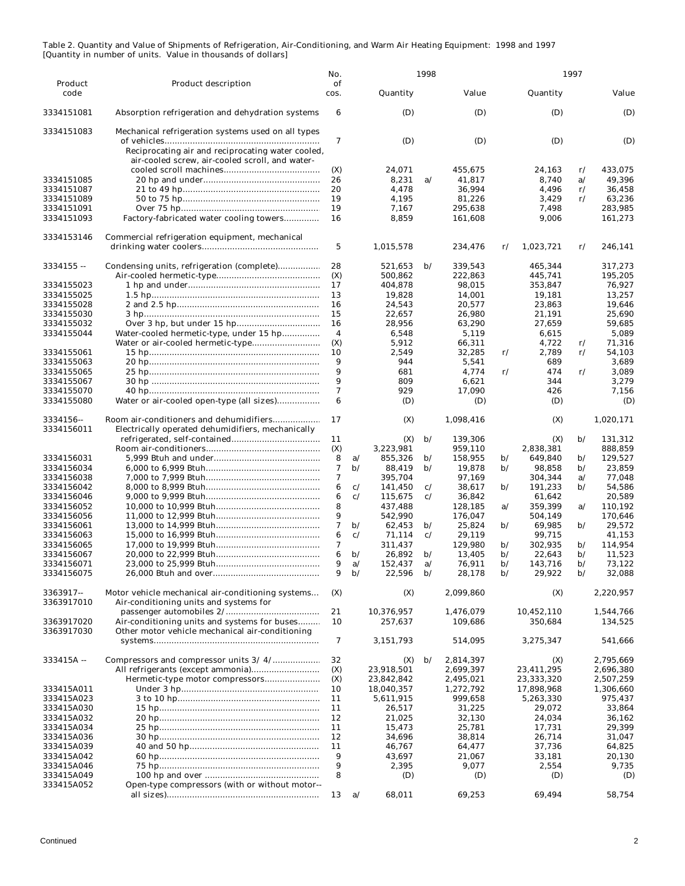Table 2. Quantity and Value of Shipments of Refrigeration, Air-Conditioning, and Warm Air Heating Equipment: 1998 and 1997
[Quantity in number of units. Value in thousands of dollars]

| Product code | Product description | No. of cos. | | 1998 Quantity | | 1998 Value | | 1997 Quantity | | 1997 Value |
|---|---|---|---|---|---|---|---|---|---|---|
| 3334151081 | Absorption refrigeration and dehydration systems | 6 | | (D) | | (D) | | (D) | | (D) |
| 3334151083 | Mechanical refrigeration systems used on all types of vehicles | 7 | | (D) | | (D) | | (D) | | (D) |
| | Reciprocating air and reciprocating water cooled, air-cooled screw, air-cooled scroll, and water-cooled scroll machines | (X) | | 24,071 | | 455,675 | | 24,163 | r/ | 433,075 |
| 3334151085 | 20 hp and under | 26 | | 8,231 | a/ | 41,817 | | 8,740 | a/ | 49,396 |
| 3334151087 | 21 to 49 hp | 20 | | 4,478 | | 36,994 | | 4,496 | r/ | 36,458 |
| 3334151089 | 50 to 75 hp | 19 | | 4,195 | | 81,226 | | 3,429 | r/ | 63,236 |
| 3334151091 | Over 75 hp | 19 | | 7,167 | | 295,638 | | 7,498 | | 283,985 |
| 3334151093 | Factory-fabricated water cooling towers | 16 | | 8,859 | | 161,608 | | 9,006 | | 161,273 |
| 3334153146 | Commercial refrigeration equipment, mechanical drinking water coolers | 5 | | 1,015,578 | | 234,476 | r/ | 1,023,721 | r/ | 246,141 |
| 3334155 -- | Condensing units, refrigeration (complete) | 28 | | 521,653 | b/ | 339,543 | | 465,344 | | 317,273 |
| | Air-cooled hermetic-type | (X) | | 500,862 | | 222,863 | | 445,741 | | 195,205 |
| 3334155023 | 1 hp and under | 17 | | 404,878 | | 98,015 | | 353,847 | | 76,927 |
| 3334155025 | 1.5 hp | 13 | | 19,828 | | 14,001 | | 19,181 | | 13,257 |
| 3334155028 | 2 and 2.5 hp | 16 | | 24,543 | | 20,577 | | 23,863 | | 19,646 |
| 3334155030 | 3 hp | 15 | | 22,657 | | 26,980 | | 21,191 | | 25,690 |
| 3334155032 | Over 3 hp, but under 15 hp | 16 | | 28,956 | | 63,290 | | 27,659 | | 59,685 |
| 3334155044 | Water-cooled hermetic-type, under 15 hp | 4 | | 6,548 | | 5,119 | | 6,615 | | 5,089 |
| | Water or air-cooled hermetic-type | (X) | | 5,912 | | 66,311 | | 4,722 | r/ | 71,316 |
| 3334155061 | 15 hp | 10 | | 2,549 | | 32,285 | r/ | 2,789 | r/ | 54,103 |
| 3334155063 | 20 hp | 9 | | 944 | | 5,541 | | 689 | | 3,689 |
| 3334155065 | 25 hp | 9 | | 681 | | 4,774 | r/ | 474 | r/ | 3,089 |
| 3334155067 | 30 hp | 9 | | 809 | | 6,621 | | 344 | | 3,279 |
| 3334155070 | 40 hp | 7 | | 929 | | 17,090 | | 426 | | 7,156 |
| 3334155080 | Water or air-cooled open-type (all sizes) | 6 | | (D) | | (D) | | (D) | | (D) |
| 3334156-- | Room air-conditioners and dehumidifiers | 17 | | (X) | | 1,098,416 | | (X) | | 1,020,171 |
| 3334156011 | Electrically operated dehumidifiers, mechanically refrigerated, self-contained | 11 | | (X) | b/ | 139,306 | | (X) | b/ | 131,312 |
| | Room air-conditioners | (X) | | 3,223,981 | | 959,110 | | 2,838,381 | | 888,859 |
| 3334156031 | 5,999 Btuh and under | 8 | a/ | 855,326 | b/ | 158,955 | b/ | 649,840 | b/ | 129,527 |
| 3334156034 | 6,000 to 6,999 Btuh | 7 | b/ | 88,419 | b/ | 19,878 | b/ | 98,858 | b/ | 23,859 |
| 3334156038 | 7,000 to 7,999 Btuh | 7 | | 395,704 | | 97,169 | | 304,344 | a/ | 77,048 |
| 3334156042 | 8,000 to 8,999 Btuh | 6 | c/ | 141,450 | c/ | 38,617 | b/ | 191,233 | b/ | 54,586 |
| 3334156046 | 9,000 to 9,999 Btuh | 6 | c/ | 115,675 | c/ | 36,842 | | 61,642 | | 20,589 |
| 3334156052 | 10,000 to 10,999 Btuh | 8 | | 437,488 | | 128,185 | a/ | 359,399 | a/ | 110,192 |
| 3334156056 | 11,000 to 12,999 Btuh | 9 | | 542,990 | | 176,047 | | 504,149 | | 170,646 |
| 3334156061 | 13,000 to 14,999 Btuh | 7 | b/ | 62,453 | b/ | 25,824 | b/ | 69,985 | b/ | 29,572 |
| 3334156063 | 15,000 to 16,999 Btuh | 6 | c/ | 71,114 | c/ | 29,119 | | 99,715 | | 41,153 |
| 3334156065 | 17,000 to 19,999 Btuh | 7 | | 311,437 | | 129,980 | b/ | 302,935 | b/ | 114,954 |
| 3334156067 | 20,000 to 22,999 Btuh | 6 | b/ | 26,892 | b/ | 13,405 | b/ | 22,643 | b/ | 11,523 |
| 3334156071 | 23,000 to 25,999 Btuh | 9 | a/ | 152,437 | a/ | 76,911 | b/ | 143,716 | b/ | 73,122 |
| 3334156075 | 26,000 Btuh and over | 9 | b/ | 22,596 | b/ | 28,178 | b/ | 29,922 | b/ | 32,088 |
| 3363917-- | Motor vehicle mechanical air-conditioning systems | (X) | | (X) | | 2,099,860 | | (X) | | 2,220,957 |
| 3363917010 | Air-conditioning units and systems for passenger automobiles 2/ | 21 | | 10,376,957 | | 1,476,079 | | 10,452,110 | | 1,544,766 |
| 3363917020 | Air-conditioning units and systems for buses | 10 | | 257,637 | | 109,686 | | 350,684 | | 134,525 |
| 3363917030 | Other motor vehicle mechanical air-conditioning systems | 7 | | 3,151,793 | | 514,095 | | 3,275,347 | | 541,666 |
| 333415A -- | Compressors and compressor units 3/ 4/ | 32 | | (X) | b/ | 2,814,397 | | (X) | | 2,795,669 |
| | All refrigerants (except ammonia) | (X) | | 23,918,501 | | 2,699,397 | | 23,411,295 | | 2,696,380 |
| | Hermetic-type motor compressors | (X) | | 23,842,842 | | 2,495,021 | | 23,333,320 | | 2,507,259 |
| 333415A011 | Under 3 hp | 10 | | 18,040,357 | | 1,272,792 | | 17,898,968 | | 1,306,660 |
| 333415A023 | 3 to 10 hp | 11 | | 5,611,915 | | 999,658 | | 5,263,330 | | 975,437 |
| 333415A030 | 15 hp | 11 | | 26,517 | | 31,225 | | 29,072 | | 33,864 |
| 333415A032 | 20 hp | 12 | | 21,025 | | 32,130 | | 24,034 | | 36,162 |
| 333415A034 | 25 hp | 11 | | 15,473 | | 25,781 | | 17,731 | | 29,399 |
| 333415A036 | 30 hp | 12 | | 34,696 | | 38,814 | | 26,714 | | 31,047 |
| 333415A039 | 40 and 50 hp | 11 | | 46,767 | | 64,477 | | 37,736 | | 64,825 |
| 333415A042 | 60 hp | 9 | | 43,697 | | 21,067 | | 33,181 | | 20,130 |
| 333415A046 | 75 hp | 9 | | 2,395 | | 9,077 | | 2,554 | | 9,735 |
| 333415A049 | 100 hp and over | 8 | | (D) | | (D) | | (D) | | (D) |
| 333415A052 | Open-type compressors (with or without motor--all sizes) | 13 | a/ | 68,011 | | 69,253 | | 69,494 | | 58,754 |

Continued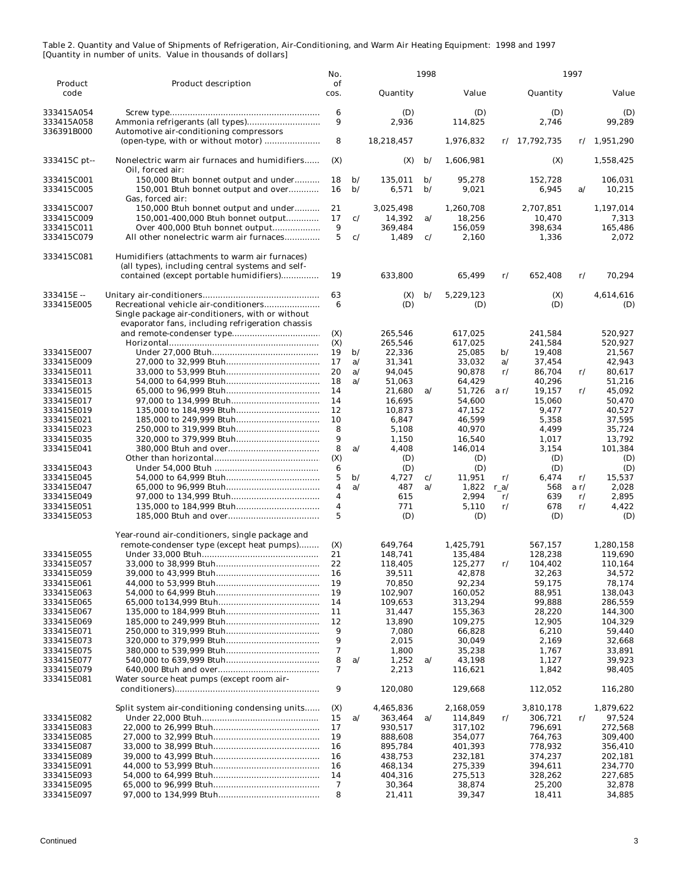Table 2. Quantity and Value of Shipments of Refrigeration, Air-Conditioning, and Warm Air Heating Equipment: 1998 and 1997
[Quantity in number of units. Value in thousands of dollars]

| Product code | Product description | No. of cos. | | 1998 Quantity | | 1998 Value | | 1997 Quantity | | 1997 Value |
|---|---|---|---|---|---|---|---|---|---|---|
| 333415A054 | Screw type | 6 | | (D) | | (D) | | (D) | | (D) |
| 333415A058 | Ammonia refrigerants (all types) | 9 | | 2,936 | | 114,825 | | 2,746 | | 99,289 |
| 336391B000 | Automotive air-conditioning compressors (open-type, with or without motor) | 8 | | 18,218,457 | | 1,976,832 | r/ | 17,792,735 | r/ | 1,951,290 |
| 333415C pt-- | Nonelectric warm air furnaces and humidifiers | (X) | | (X) | b/ | 1,606,981 | | (X) | | 1,558,425 |
| | Oil, forced air: | | | | | | | | | |
| 333415C001 | 150,000 Btuh bonnet output and under | 18 | b/ | 135,011 | b/ | 95,278 | | 152,728 | | 106,031 |
| 333415C005 | 150,001 Btuh bonnet output and over | 16 | b/ | 6,571 | b/ | 9,021 | | 6,945 | a/ | 10,215 |
| | Gas, forced air: | | | | | | | | | |
| 333415C007 | 150,000 Btuh bonnet output and under | 21 | | 3,025,498 | | 1,260,708 | | 2,707,851 | | 1,197,014 |
| 333415C009 | 150,001-400,000 Btuh bonnet output | 17 | c/ | 14,392 | a/ | 18,256 | | 10,470 | | 7,313 |
| 333415C011 | Over 400,000 Btuh bonnet output | 9 | | 369,484 | | 156,059 | | 398,634 | | 165,486 |
| 333415C079 | All other nonelectric warm air furnaces | 5 | c/ | 1,489 | c/ | 2,160 | | 1,336 | | 2,072 |
| 333415C081 | Humidifiers (attachments to warm air furnaces) (all types), including central systems and self-contained (except portable humidifiers) | 19 | | 633,800 | | 65,499 | r/ | 652,408 | r/ | 70,294 |
| 333415E -- | Unitary air-conditioners | 63 | | (X) | b/ | 5,229,123 | | (X) | | 4,614,616 |
| 333415E005 | Recreational vehicle air-conditioners | 6 | | (D) | | (D) | | (D) | | (D) |
| | Single package air-conditioners, with or without evaporator fans, including refrigeration chassis and remote-condenser type | (X) | | 265,546 | | 617,025 | | 241,584 | | 520,927 |
| | Horizontal | (X) | | 265,546 | | 617,025 | | 241,584 | | 520,927 |
| 333415E007 | Under 27,000 Btuh | 19 | b/ | 22,336 | | 25,085 | b/ | 19,408 | | 21,567 |
| 333415E009 | 27,000 to 32,999 Btuh | 17 | a/ | 31,341 | | 33,032 | a/ | 37,454 | | 42,943 |
| 333415E011 | 33,000 to 53,999 Btuh | 20 | a/ | 94,045 | | 90,878 | r/ | 86,704 | r/ | 80,617 |
| 333415E013 | 54,000 to 64,999 Btuh | 18 | a/ | 51,063 | | 64,429 | | 40,296 | | 51,216 |
| 333415E015 | 65,000 to 96,999 Btuh | 14 | | 21,680 | a/ | 51,726 | a r/ | 19,157 | r/ | 45,092 |
| 333415E017 | 97,000 to 134,999 Btuh | 14 | | 16,695 | | 54,600 | | 15,060 | | 50,470 |
| 333415E019 | 135,000 to 184,999 Btuh | 12 | | 10,873 | | 47,152 | | 9,477 | | 40,527 |
| 333415E021 | 185,000 to 249,999 Btuh | 10 | | 6,847 | | 46,599 | | 5,358 | | 37,595 |
| 333415E023 | 250,000 to 319,999 Btuh | 8 | | 5,108 | | 40,970 | | 4,499 | | 35,724 |
| 333415E035 | 320,000 to 379,999 Btuh | 9 | | 1,150 | | 16,540 | | 1,017 | | 13,792 |
| 333415E041 | 380,000 Btuh and over | 8 | a/ | 4,408 | | 146,014 | | 3,154 | | 101,384 |
| | Other than horizontal | (X) | | (D) | | (D) | | (D) | | (D) |
| 333415E043 | Under 54,000 Btuh | 6 | | (D) | | (D) | | (D) | | (D) |
| 333415E045 | 54,000 to 64,999 Btuh | 5 | b/ | 4,727 | c/ | 11,951 | r/ | 6,474 | r/ | 15,537 |
| 333415E047 | 65,000 to 96,999 Btuh | 4 | a/ | 487 | a/ | 1,822 | r_a/ | 568 | a r/ | 2,028 |
| 333415E049 | 97,000 to 134,999 Btuh | 4 | | 615 | | 2,994 | r/ | 639 | r/ | 2,895 |
| 333415E051 | 135,000 to 184,999 Btuh | 4 | | 771 | | 5,110 | r/ | 678 | r/ | 4,422 |
| 333415E053 | 185,000 Btuh and over | 5 | | (D) | | (D) | | (D) | | (D) |
| | Year-round air-conditioners, single package and remote-condenser type (except heat pumps) | (X) | | 649,764 | | 1,425,791 | | 567,157 | | 1,280,158 |
| 333415E055 | Under 33,000 Btuh | 21 | | 148,741 | | 135,484 | | 128,238 | | 119,690 |
| 333415E057 | 33,000 to 38,999 Btuh | 22 | | 118,405 | | 125,277 | r/ | 104,402 | | 110,164 |
| 333415E059 | 39,000 to 43,999 Btuh | 16 | | 39,511 | | 42,878 | | 32,263 | | 34,572 |
| 333415E061 | 44,000 to 53,999 Btuh | 19 | | 70,850 | | 92,234 | | 59,175 | | 78,174 |
| 333415E063 | 54,000 to 64,999 Btuh | 19 | | 102,907 | | 160,052 | | 88,951 | | 138,043 |
| 333415E065 | 65,000 to134,999 Btuh | 14 | | 109,653 | | 313,294 | | 99,888 | | 286,559 |
| 333415E067 | 135,000 to 184,999 Btuh | 11 | | 31,447 | | 155,363 | | 28,220 | | 144,300 |
| 333415E069 | 185,000 to 249,999 Btuh | 12 | | 13,890 | | 109,275 | | 12,905 | | 104,329 |
| 333415E071 | 250,000 to 319,999 Btuh | 9 | | 7,080 | | 66,828 | | 6,210 | | 59,440 |
| 333415E073 | 320,000 to 379,999 Btuh | 9 | | 2,015 | | 30,049 | | 2,169 | | 32,668 |
| 333415E075 | 380,000 to 539,999 Btuh | 7 | | 1,800 | | 35,238 | | 1,767 | | 33,891 |
| 333415E077 | 540,000 to 639,999 Btuh | 8 | a/ | 1,252 | a/ | 43,198 | | 1,127 | | 39,923 |
| 333415E079 | 640,000 Btuh and over | 7 | | 2,213 | | 116,621 | | 1,842 | | 98,405 |
| 333415E081 | Water source heat pumps (except room air-conditioners) | 9 | | 120,080 | | 129,668 | | 112,052 | | 116,280 |
| | Split system air-conditioning condensing units | (X) | | 4,465,836 | | 2,168,059 | | 3,810,178 | | 1,879,622 |
| 333415E082 | Under 22,000 Btuh | 15 | a/ | 363,464 | a/ | 114,849 | r/ | 306,721 | r/ | 97,524 |
| 333415E083 | 22,000 to 26,999 Btuh | 17 | | 930,517 | | 317,102 | | 796,691 | | 272,568 |
| 333415E085 | 27,000 to 32,999 Btuh | 19 | | 888,608 | | 354,077 | | 764,763 | | 309,400 |
| 333415E087 | 33,000 to 38,999 Btuh | 16 | | 895,784 | | 401,393 | | 778,932 | | 356,410 |
| 333415E089 | 39,000 to 43,999 Btuh | 16 | | 438,753 | | 232,181 | | 374,237 | | 202,181 |
| 333415E091 | 44,000 to 53,999 Btuh | 16 | | 468,134 | | 275,339 | | 394,611 | | 234,770 |
| 333415E093 | 54,000 to 64,999 Btuh | 14 | | 404,316 | | 275,513 | | 328,262 | | 227,685 |
| 333415E095 | 65,000 to 96,999 Btuh | 7 | | 30,364 | | 38,874 | | 25,200 | | 32,878 |
| 333415E097 | 97,000 to 134,999 Btuh | 8 | | 21,411 | | 39,347 | | 18,411 | | 34,885 |

Continued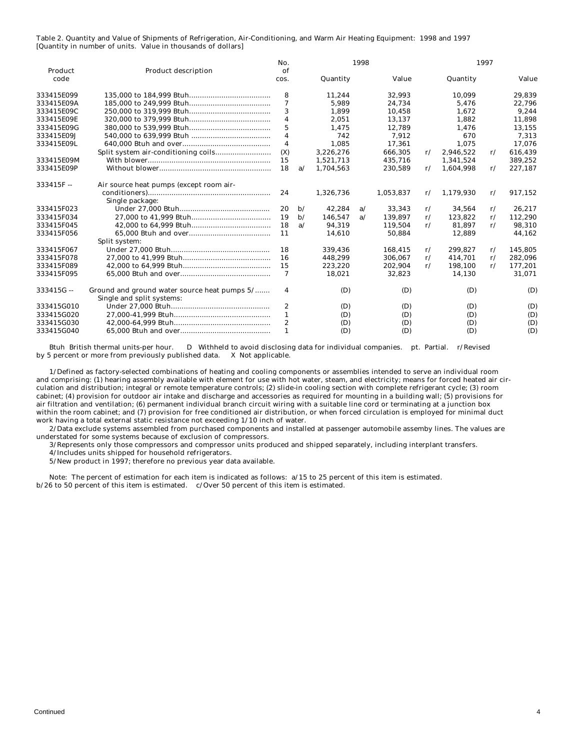Table 2. Quantity and Value of Shipments of Refrigeration, Air-Conditioning, and Warm Air Heating Equipment: 1998 and 1997
[Quantity in number of units. Value in thousands of dollars]

| Product code | Product description | No. of cos. | | 1998 Quantity | | 1998 Value | | 1997 Quantity | | 1997 Value |
|---|---|---|---|---|---|---|---|---|---|---|
| 333415E099 | 135,000 to 184,999 Btuh | 8 | | 11,244 | | 32,993 | | 10,099 | | 29,839 |
| 333415E09A | 185,000 to 249,999 Btuh | 7 | | 5,989 | | 24,734 | | 5,476 | | 22,796 |
| 333415E09C | 250,000 to 319,999 Btuh | 3 | | 1,899 | | 10,458 | | 1,672 | | 9,244 |
| 333415E09E | 320,000 to 379,999 Btuh | 4 | | 2,051 | | 13,137 | | 1,882 | | 11,898 |
| 333415E09G | 380,000 to 539,999 Btuh | 5 | | 1,475 | | 12,789 | | 1,476 | | 13,155 |
| 333415E09J | 540,000 to 639,999 Btuh | 4 | | 742 | | 7,912 | | 670 | | 7,313 |
| 333415E09L | 640,000 Btuh and over | 4 | | 1,085 | | 17,361 | | 1,075 | | 17,076 |
| | Split system air-conditioning coils | (X) | | 3,226,276 | | 666,305 | r/ | 2,946,522 | r/ | 616,439 |
| 333415E09M | With blower | 15 | | 1,521,713 | | 435,716 | | 1,341,524 | | 389,252 |
| 333415E09P | Without blower | 18 | a/ | 1,704,563 | | 230,589 | r/ | 1,604,998 | r/ | 227,187 |
| 333415F -- | Air source heat pumps (except room air-conditioners) | 24 | | 1,326,736 | | 1,053,837 | r/ | 1,179,930 | r/ | 917,152 |
| | Single package: | | | | | | | | | |
| 333415F023 | Under 27,000 Btuh | 20 | b/ | 42,284 | a/ | 33,343 | r/ | 34,564 | r/ | 26,217 |
| 333415F034 | 27,000 to 41,999 Btuh | 19 | b/ | 146,547 | a/ | 139,897 | r/ | 123,822 | r/ | 112,290 |
| 333415F045 | 42,000 to 64,999 Btuh | 18 | a/ | 94,319 | | 119,504 | r/ | 81,897 | r/ | 98,310 |
| 333415F056 | 65,000 Btuh and over | 11 | | 14,610 | | 50,884 | | 12,889 | | 44,162 |
| | Split system: | | | | | | | | | |
| 333415F067 | Under 27,000 Btuh | 18 | | 339,436 | | 168,415 | r/ | 299,827 | r/ | 145,805 |
| 333415F078 | 27,000 to 41,999 Btuh | 16 | | 448,299 | | 306,067 | r/ | 414,701 | r/ | 282,096 |
| 333415F089 | 42,000 to 64,999 Btuh | 15 | | 223,220 | | 202,904 | r/ | 198,100 | r/ | 177,201 |
| 333415F095 | 65,000 Btuh and over | 7 | | 18,021 | | 32,823 | | 14,130 | | 31,071 |
| 333415G -- | Ground and ground water source heat pumps 5/ | 4 | | (D) | | (D) | | (D) | | (D) |
| | Single and split systems: | | | | | | | | | |
| 333415G010 | Under 27,000 Btuh | 2 | | (D) | | (D) | | (D) | | (D) |
| 333415G020 | 27,000-41,999 Btuh | 1 | | (D) | | (D) | | (D) | | (D) |
| 333415G030 | 42,000-64,999 Btuh | 2 | | (D) | | (D) | | (D) | | (D) |
| 333415G040 | 65,000 Btuh and over | 1 | | (D) | | (D) | | (D) | | (D) |

Btuh British thermal units-per hour. D Withheld to avoid disclosing data for individual companies. pt. Partial. r/Revised by 5 percent or more from previously published data. X Not applicable.

1/Defined as factory-selected combinations of heating and cooling components or assemblies intended to serve an individual room and comprising: (1) hearing assembly available with element for use with hot water, steam, and electricity; means for forced heated air circulation and distribution; integral or remote temperature controls; (2) slide-in cooling section with complete refrigerant cycle; (3) room cabinet; (4) provision for outdoor air intake and discharge and accessories as required for mounting in a building wall; (5) provisions for air filtration and ventilation; (6) permanent individual branch circuit wiring with a suitable line cord or terminating at a junction box within the room cabinet; and (7) provision for free conditioned air distribution, or when forced circulation is employed for minimal duct work having a total external static resistance not exceeding 1/10 inch of water.

2/Data exclude systems assembled from purchased components and installed at passenger automobile assemby lines. The values are understated for some systems because of exclusion of compressors.

3/Represents only those compressors and compressor units produced and shipped separately, including interplant transfers.

4/Includes units shipped for household refrigerators.

5/New product in 1997; therefore no previous year data available.

Note: The percent of estimation for each item is indicated as follows: a/15 to 25 percent of this item is estimated. b/26 to 50 percent of this item is estimated. c/Over 50 percent of this item is estimated.

Continued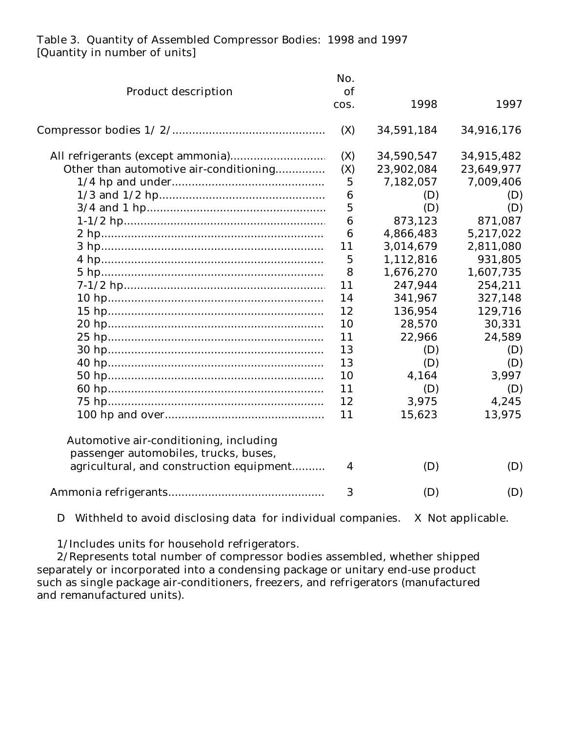Table 3. Quantity of Assembled Compressor Bodies: 1998 and 1997
[Quantity in number of units]

| Product description | No. of cos. | 1998 | 1997 |
|---|---|---|---|
| Compressor bodies 1/ 2/ | (X) | 34,591,184 | 34,916,176 |
| All refrigerants (except ammonia) | (X) | 34,590,547 | 34,915,482 |
| Other than automotive air-conditioning | (X) | 23,902,084 | 23,649,977 |
| 1/4 hp and under | 5 | 7,182,057 | 7,009,406 |
| 1/3 and 1/2 hp | 6 | (D) | (D) |
| 3/4 and 1 hp | 5 | (D) | (D) |
| 1-1/2 hp | 6 | 873,123 | 871,087 |
| 2 hp | 6 | 4,866,483 | 5,217,022 |
| 3 hp | 11 | 3,014,679 | 2,811,080 |
| 4 hp | 5 | 1,112,816 | 931,805 |
| 5 hp | 8 | 1,676,270 | 1,607,735 |
| 7-1/2 hp | 11 | 247,944 | 254,211 |
| 10 hp | 14 | 341,967 | 327,148 |
| 15 hp | 12 | 136,954 | 129,716 |
| 20 hp | 10 | 28,570 | 30,331 |
| 25 hp | 11 | 22,966 | 24,589 |
| 30 hp | 13 | (D) | (D) |
| 40 hp | 13 | (D) | (D) |
| 50 hp | 10 | 4,164 | 3,997 |
| 60 hp | 11 | (D) | (D) |
| 75 hp | 12 | 3,975 | 4,245 |
| 100 hp and over | 11 | 15,623 | 13,975 |
| Automotive air-conditioning, including passenger automobiles, trucks, buses, agricultural, and construction equipment | 4 | (D) | (D) |
| Ammonia refrigerants | 3 | (D) | (D) |

D Withheld to avoid disclosing data for individual companies. X Not applicable.

1/Includes units for household refrigerators.

2/Represents total number of compressor bodies assembled, whether shipped separately or incorporated into a condensing package or unitary end-use product such as single package air-conditioners, freezers, and refrigerators (manufactured and remanufactured units).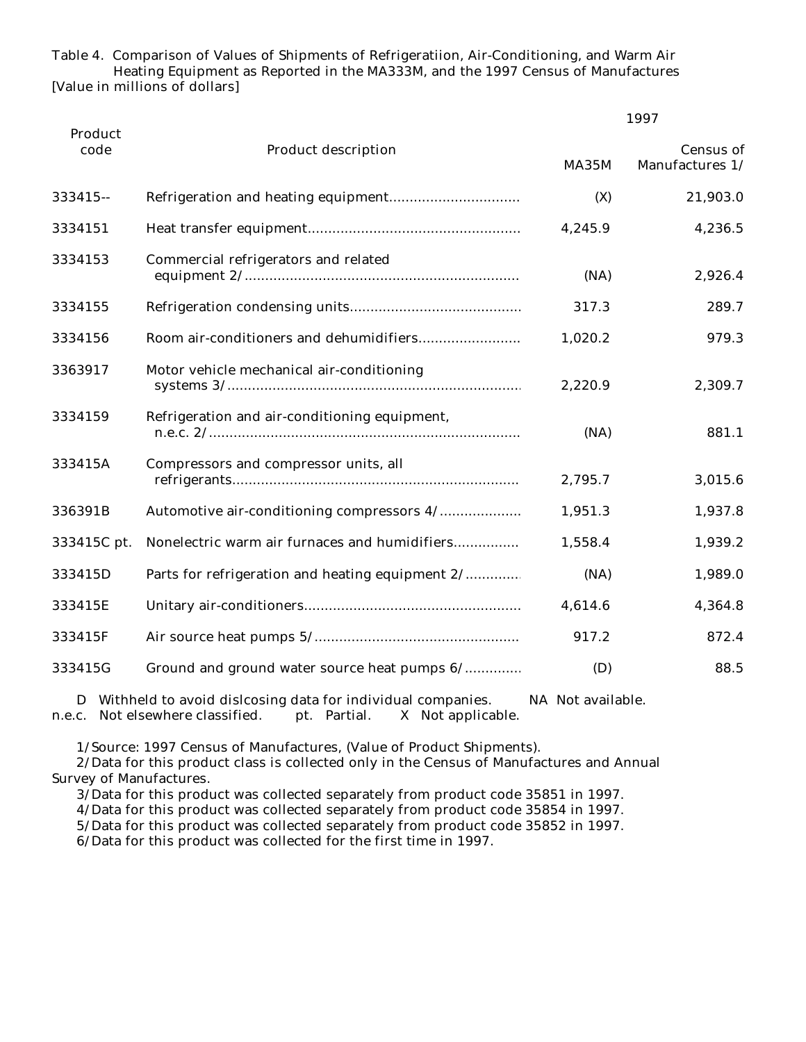Table 4. Comparison of Values of Shipments of Refrigeratiion, Air-Conditioning, and Warm Air Heating Equipment as Reported in the MA333M, and the 1997 Census of Manufactures
[Value in millions of dollars]

| Product code | Product description | 1997 | |
|---|---|---|---|
| | | MA35M | Census of Manufactures 1/ |
| 333415-- | Refrigeration and heating equipment | (X) | 21,903.0 |
| 3334151 | Heat transfer equipment | 4,245.9 | 4,236.5 |
| 3334153 | Commercial refrigerators and related equipment 2/ | (NA) | 2,926.4 |
| 3334155 | Refrigeration condensing units | 317.3 | 289.7 |
| 3334156 | Room air-conditioners and dehumidifiers | 1,020.2 | 979.3 |
| 3363917 | Motor vehicle mechanical air-conditioning systems 3/ | 2,220.9 | 2,309.7 |
| 3334159 | Refrigeration and air-conditioning equipment, n.e.c. 2/ | (NA) | 881.1 |
| 333415A | Compressors and compressor units, all refrigerants | 2,795.7 | 3,015.6 |
| 336391B | Automotive air-conditioning compressors 4/ | 1,951.3 | 1,937.8 |
| 333415C pt. | Nonelectric warm air furnaces and humidifiers | 1,558.4 | 1,939.2 |
| 333415D | Parts for refrigeration and heating equipment 2/ | (NA) | 1,989.0 |
| 333415E | Unitary air-conditioners | 4,614.6 | 4,364.8 |
| 333415F | Air source heat pumps 5/ | 917.2 | 872.4 |
| 333415G | Ground and ground water source heat pumps 6/ | (D) | 88.5 |

D Withheld to avoid dislcosing data for individual companies. NA Not available.
n.e.c. Not elsewhere classified. pt. Partial. X Not applicable.

1/Source: 1997 Census of Manufactures, (Value of Product Shipments).
2/Data for this product class is collected only in the Census of Manufactures and Annual Survey of Manufactures.
3/Data for this product was collected separately from product code 35851 in 1997.
4/Data for this product was collected separately from product code 35854 in 1997.
5/Data for this product was collected separately from product code 35852 in 1997.
6/Data for this product was collected for the first time in 1997.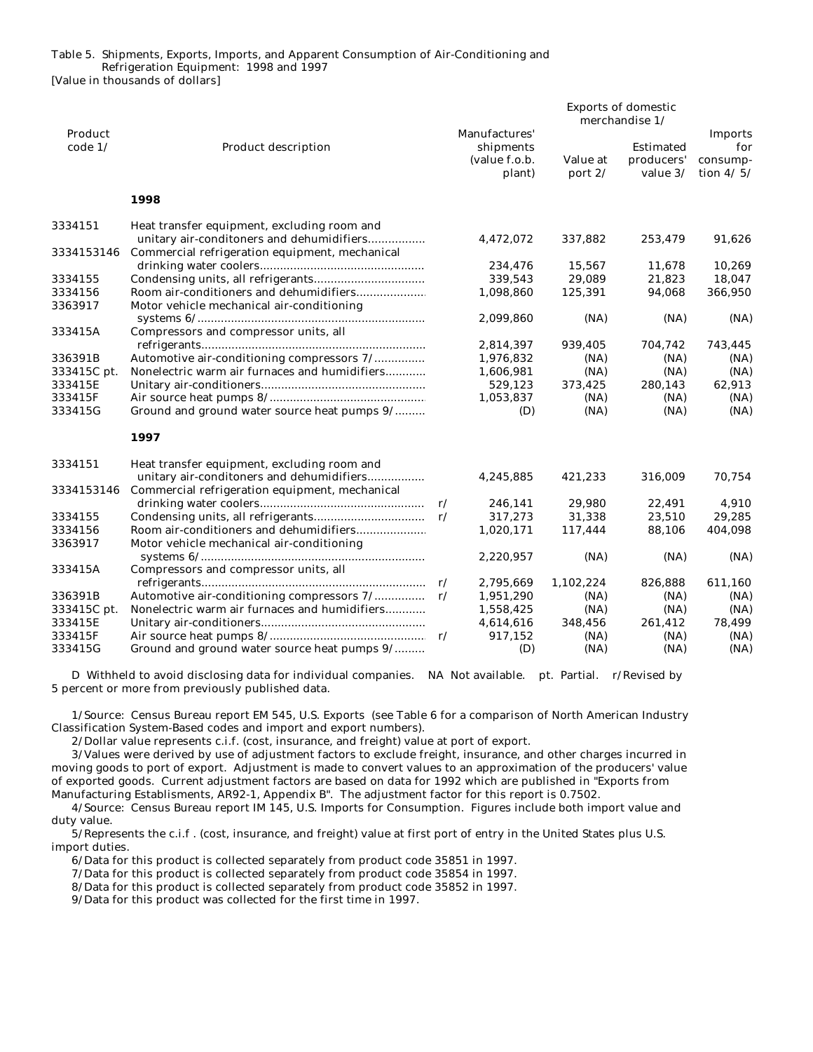Table 5. Shipments, Exports, Imports, and Apparent Consumption of Air-Conditioning and Refrigeration Equipment: 1998 and 1997

[Value in thousands of dollars]

| Product code 1/ | Product description | | Manufactures' shipments (value f.o.b. plant) | Exports of domestic merchandise 1/ | | Imports for consump-tion 4/ 5/ |
|---|---|---|---|---|---|---|
| | | | | Value at port 2/ | Estimated producers' value 3/ | |
| | **1998** | | | | | |
| 3334151 | Heat transfer equipment, excluding room and unitary air-conditoners and dehumidifiers | | 4,472,072 | 337,882 | 253,479 | 91,626 |
| 3334153146 | Commercial refrigeration equipment, mechanical drinking water coolers | | 234,476 | 15,567 | 11,678 | 10,269 |
| 3334155 | Condensing units, all refrigerants | | 339,543 | 29,089 | 21,823 | 18,047 |
| 3334156 | Room air-conditioners and dehumidifiers | | 1,098,860 | 125,391 | 94,068 | 366,950 |
| 3363917 | Motor vehicle mechanical air-conditioning systems 6/ | | 2,099,860 | (NA) | (NA) | (NA) |
| 333415A | Compressors and compressor units, all refrigerants | | 2,814,397 | 939,405 | 704,742 | 743,445 |
| 336391B | Automotive air-conditioning compressors 7/ | | 1,976,832 | (NA) | (NA) | (NA) |
| 333415C pt. | Nonelectric warm air furnaces and humidifiers | | 1,606,981 | (NA) | (NA) | (NA) |
| 333415E | Unitary air-conditioners | | 529,123 | 373,425 | 280,143 | 62,913 |
| 333415F | Air source heat pumps 8/ | | 1,053,837 | (NA) | (NA) | (NA) |
| 333415G | Ground and ground water source heat pumps 9/ | | (D) | (NA) | (NA) | (NA) |
| | **1997** | | | | | |
| 3334151 | Heat transfer equipment, excluding room and unitary air-conditoners and dehumidifiers | | 4,245,885 | 421,233 | 316,009 | 70,754 |
| 3334153146 | Commercial refrigeration equipment, mechanical drinking water coolers | r/ | 246,141 | 29,980 | 22,491 | 4,910 |
| 3334155 | Condensing units, all refrigerants | r/ | 317,273 | 31,338 | 23,510 | 29,285 |
| 3334156 | Room air-conditioners and dehumidifiers | | 1,020,171 | 117,444 | 88,106 | 404,098 |
| 3363917 | Motor vehicle mechanical air-conditioning systems 6/ | | 2,220,957 | (NA) | (NA) | (NA) |
| 333415A | Compressors and compressor units, all refrigerants | r/ | 2,795,669 | 1,102,224 | 826,888 | 611,160 |
| 336391B | Automotive air-conditioning compressors 7/ | r/ | 1,951,290 | (NA) | (NA) | (NA) |
| 333415C pt. | Nonelectric warm air furnaces and humidifiers | | 1,558,425 | (NA) | (NA) | (NA) |
| 333415E | Unitary air-conditioners | | 4,614,616 | 348,456 | 261,412 | 78,499 |
| 333415F | Air source heat pumps 8/ | r/ | 917,152 | (NA) | (NA) | (NA) |
| 333415G | Ground and ground water source heat pumps 9/ | | (D) | (NA) | (NA) | (NA) |

D Withheld to avoid disclosing data for individual companies. NA Not available. pt. Partial. r/Revised by 5 percent or more from previously published data.

1/Source: Census Bureau report EM 545, U.S. Exports (see Table 6 for a comparison of North American Industry Classification System-Based codes and import and export numbers).

2/Dollar value represents c.i.f. (cost, insurance, and freight) value at port of export.

3/Values were derived by use of adjustment factors to exclude freight, insurance, and other charges incurred in moving goods to port of export. Adjustment is made to convert values to an approximation of the producers' value of exported goods. Current adjustment factors are based on data for 1992 which are published in "Exports from Manufacturing Establisments, AR92-1, Appendix B". The adjustment factor for this report is 0.7502.

4/Source: Census Bureau report IM 145, U.S. Imports for Consumption. Figures include both import value and duty value.

5/Represents the c.i.f . (cost, insurance, and freight) value at first port of entry in the United States plus U.S. import duties.

6/Data for this product is collected separately from product code 35851 in 1997.

7/Data for this product is collected separately from product code 35854 in 1997.

8/Data for this product is collected separately from product code 35852 in 1997.

9/Data for this product was collected for the first time in 1997.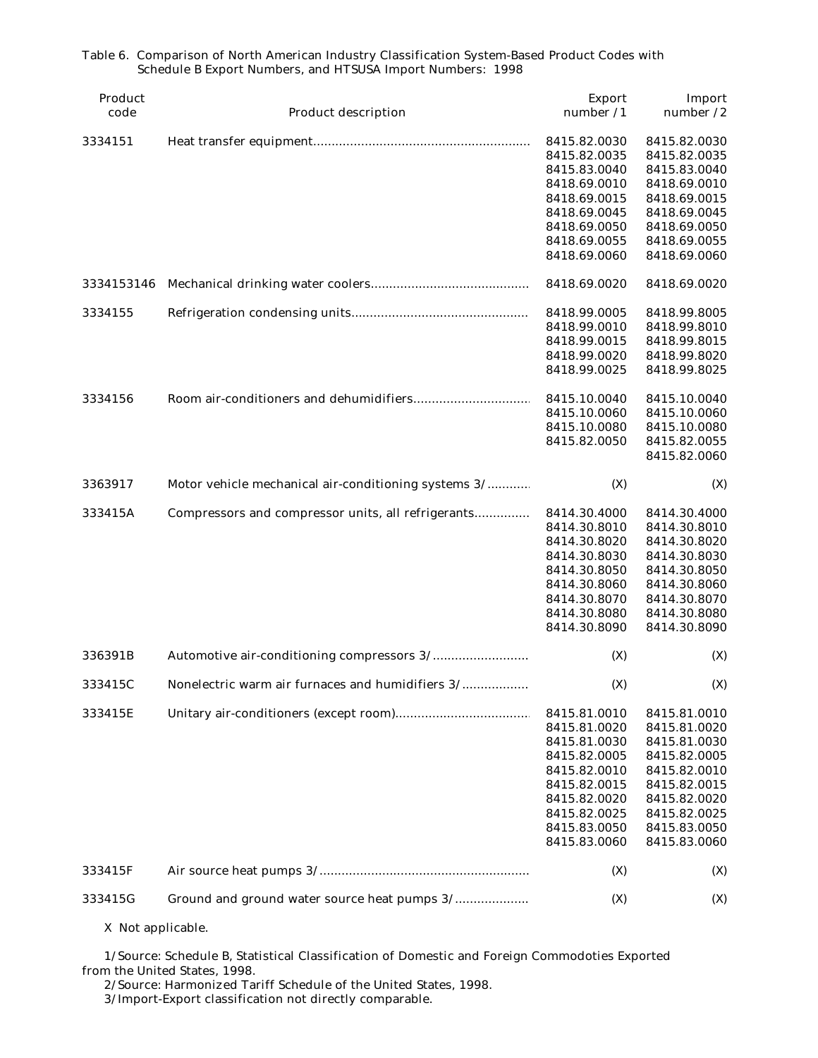Table 6. Comparison of North American Industry Classification System-Based Product Codes with Schedule B Export Numbers, and HTSUSA Import Numbers: 1998

| Product code | Product description | Export number /1 | Import number /2 |
|---|---|---|---|
| 3334151 | Heat transfer equipment | 8415.82.0030<br>8415.82.0035<br>8415.83.0040<br>8418.69.0010<br>8418.69.0015<br>8418.69.0045<br>8418.69.0050<br>8418.69.0055<br>8418.69.0060 | 8415.82.0030<br>8415.82.0035<br>8415.83.0040<br>8418.69.0010<br>8418.69.0015<br>8418.69.0045<br>8418.69.0050<br>8418.69.0055<br>8418.69.0060 |
| 3334153146 | Mechanical drinking water coolers | 8418.69.0020 | 8418.69.0020 |
| 3334155 | Refrigeration condensing units | 8418.99.0005<br>8418.99.0010<br>8418.99.0015<br>8418.99.0020<br>8418.99.0025 | 8418.99.8005<br>8418.99.8010<br>8418.99.8015<br>8418.99.8020<br>8418.99.8025 |
| 3334156 | Room air-conditioners and dehumidifiers | 8415.10.0040<br>8415.10.0060<br>8415.10.0080<br>8415.82.0050 | 8415.10.0040<br>8415.10.0060<br>8415.10.0080<br>8415.82.0055<br>8415.82.0060 |
| 3363917 | Motor vehicle mechanical air-conditioning systems 3/ | (X) | (X) |
| 333415A | Compressors and compressor units, all refrigerants | 8414.30.4000<br>8414.30.8010<br>8414.30.8020<br>8414.30.8030<br>8414.30.8050<br>8414.30.8060<br>8414.30.8070<br>8414.30.8080<br>8414.30.8090 | 8414.30.4000<br>8414.30.8010<br>8414.30.8020<br>8414.30.8030<br>8414.30.8050<br>8414.30.8060<br>8414.30.8070<br>8414.30.8080<br>8414.30.8090 |
| 336391B | Automotive air-conditioning compressors 3/ | (X) | (X) |
| 333415C | Nonelectric warm air furnaces and humidifiers 3/ | (X) | (X) |
| 333415E | Unitary air-conditioners (except room) | 8415.81.0010<br>8415.81.0020<br>8415.81.0030<br>8415.82.0005<br>8415.82.0010<br>8415.82.0015<br>8415.82.0020<br>8415.82.0025<br>8415.83.0050<br>8415.83.0060 | 8415.81.0010<br>8415.81.0020<br>8415.81.0030<br>8415.82.0005<br>8415.82.0010<br>8415.82.0015<br>8415.82.0020<br>8415.82.0025<br>8415.83.0050<br>8415.83.0060 |
| 333415F | Air source heat pumps 3/ | (X) | (X) |
| 333415G | Ground and ground water source heat pumps 3/ | (X) | (X) |

X Not applicable.

1/Source: Schedule B, Statistical Classification of Domestic and Foreign Commodoties Exported from the United States, 1998.

2/Source: Harmonized Tariff Schedule of the United States, 1998.

3/Import-Export classification not directly comparable.